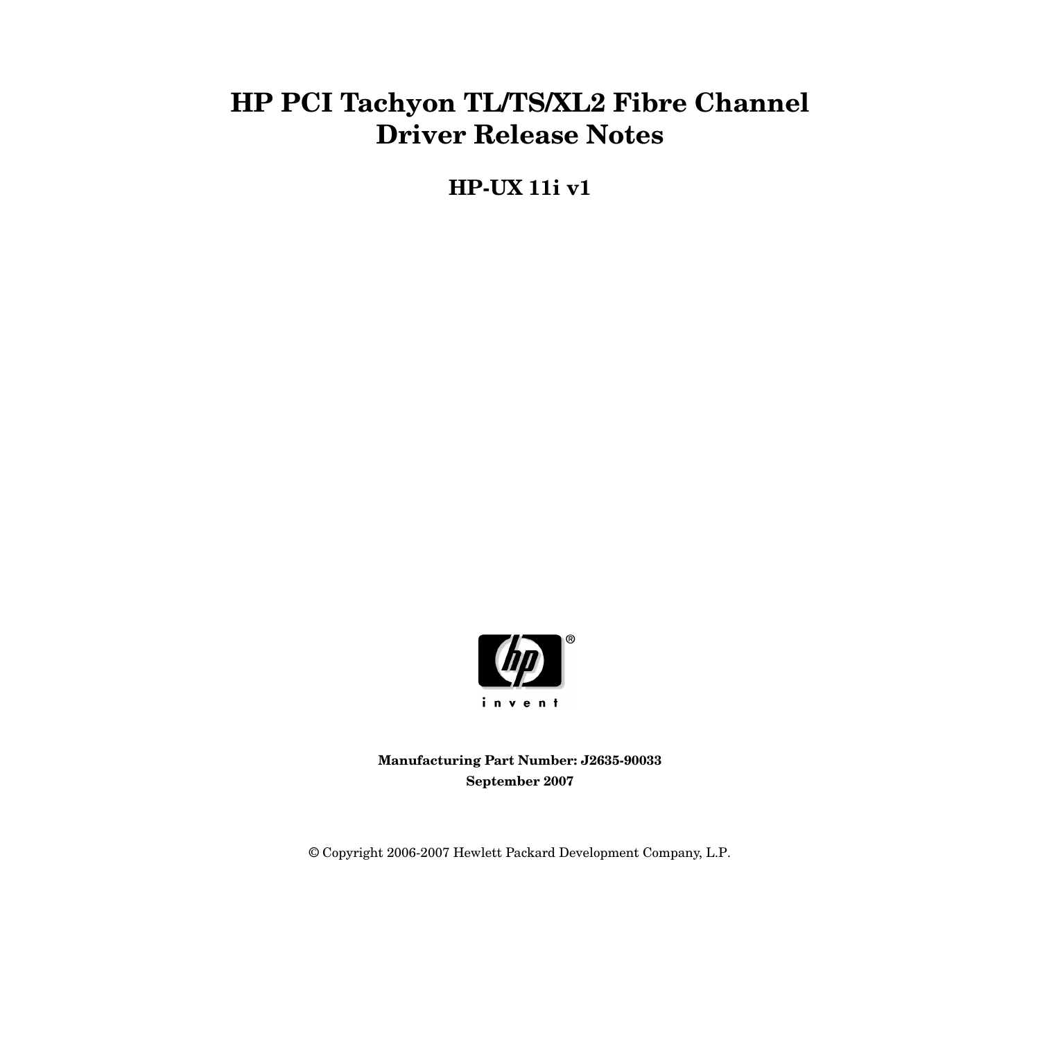# HP PCI Tachyon TL/TS/XL2 Fibre Channel Driver Release Notes

## HP-UX 11i v1

**Manufacturing Part Number: J2635-90033**
**September 2007**

© Copyright 2006-2007 Hewlett Packard Development Company, L.P.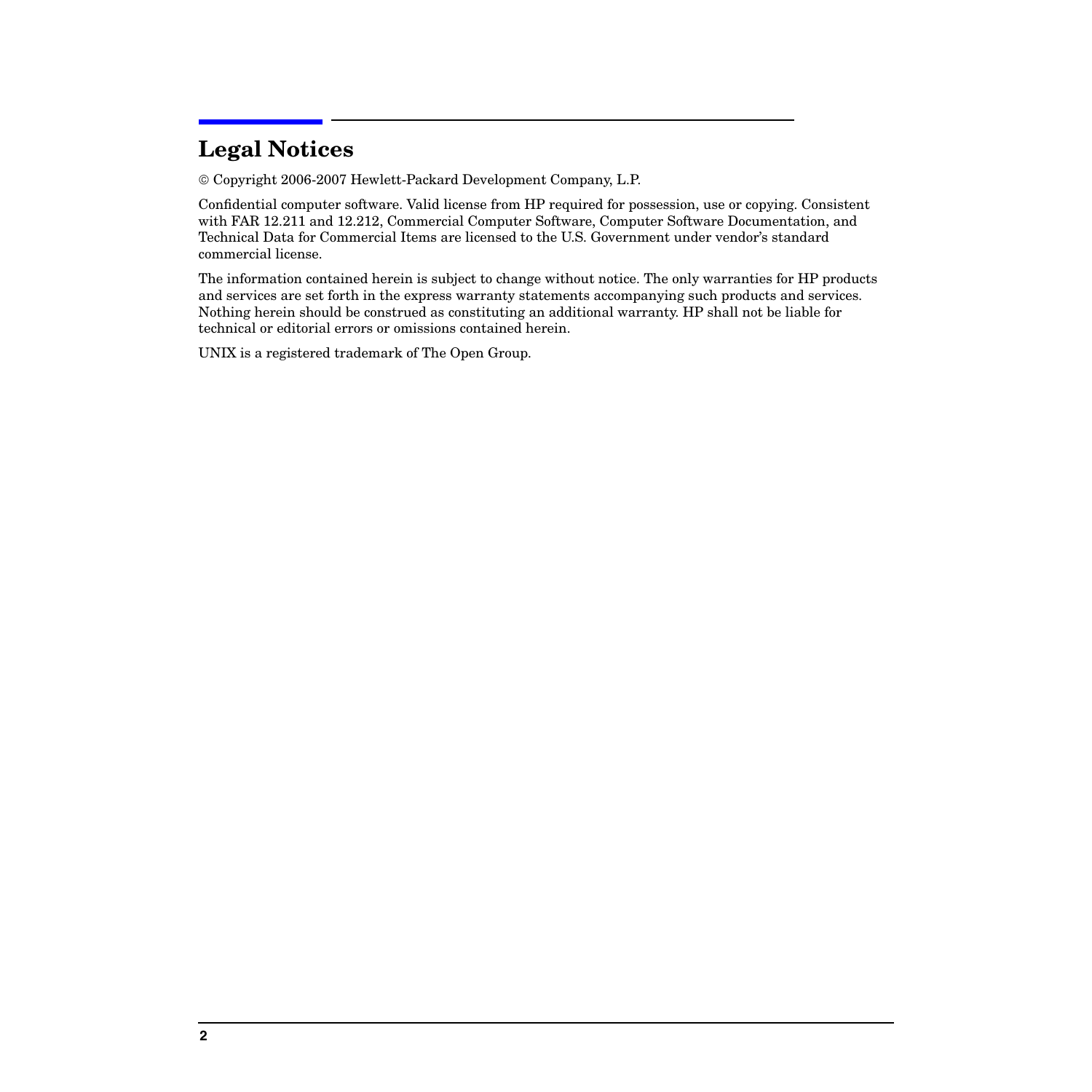# Legal Notices

© Copyright 2006-2007 Hewlett-Packard Development Company, L.P.

Confidential computer software. Valid license from HP required for possession, use or copying. Consistent with FAR 12.211 and 12.212, Commercial Computer Software, Computer Software Documentation, and Technical Data for Commercial Items are licensed to the U.S. Government under vendor's standard commercial license.

The information contained herein is subject to change without notice. The only warranties for HP products and services are set forth in the express warranty statements accompanying such products and services. Nothing herein should be construed as constituting an additional warranty. HP shall not be liable for technical or editorial errors or omissions contained herein.

UNIX is a registered trademark of The Open Group.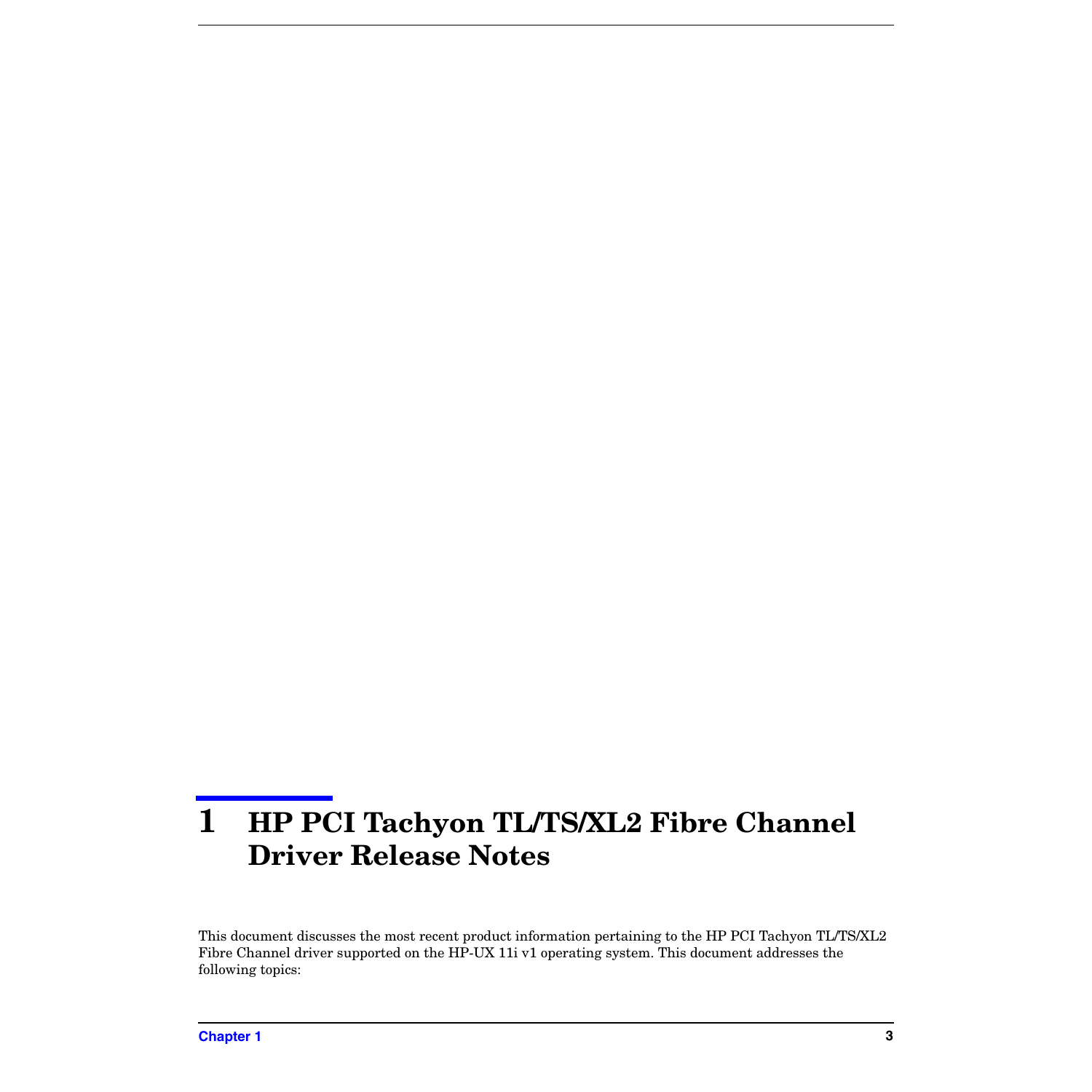# 1 HP PCI Tachyon TL/TS/XL2 Fibre Channel Driver Release Notes

This document discusses the most recent product information pertaining to the HP PCI Tachyon TL/TS/XL2 Fibre Channel driver supported on the HP-UX 11i v1 operating system. This document addresses the following topics: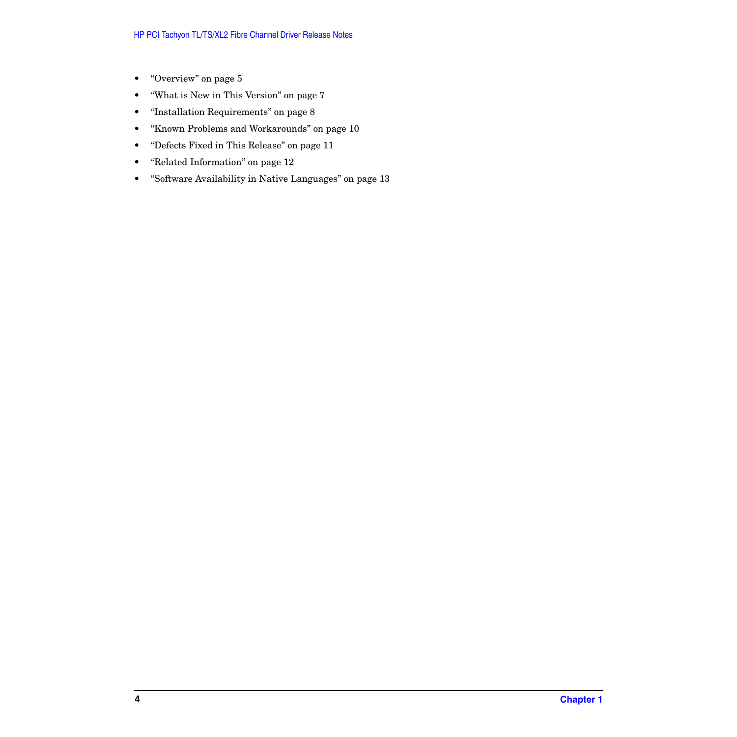- "Overview" on page 5
- "What is New in This Version" on page 7
- "Installation Requirements" on page 8
- "Known Problems and Workarounds" on page 10
- "Defects Fixed in This Release" on page 11
- "Related Information" on page 12
- "Software Availability in Native Languages" on page 13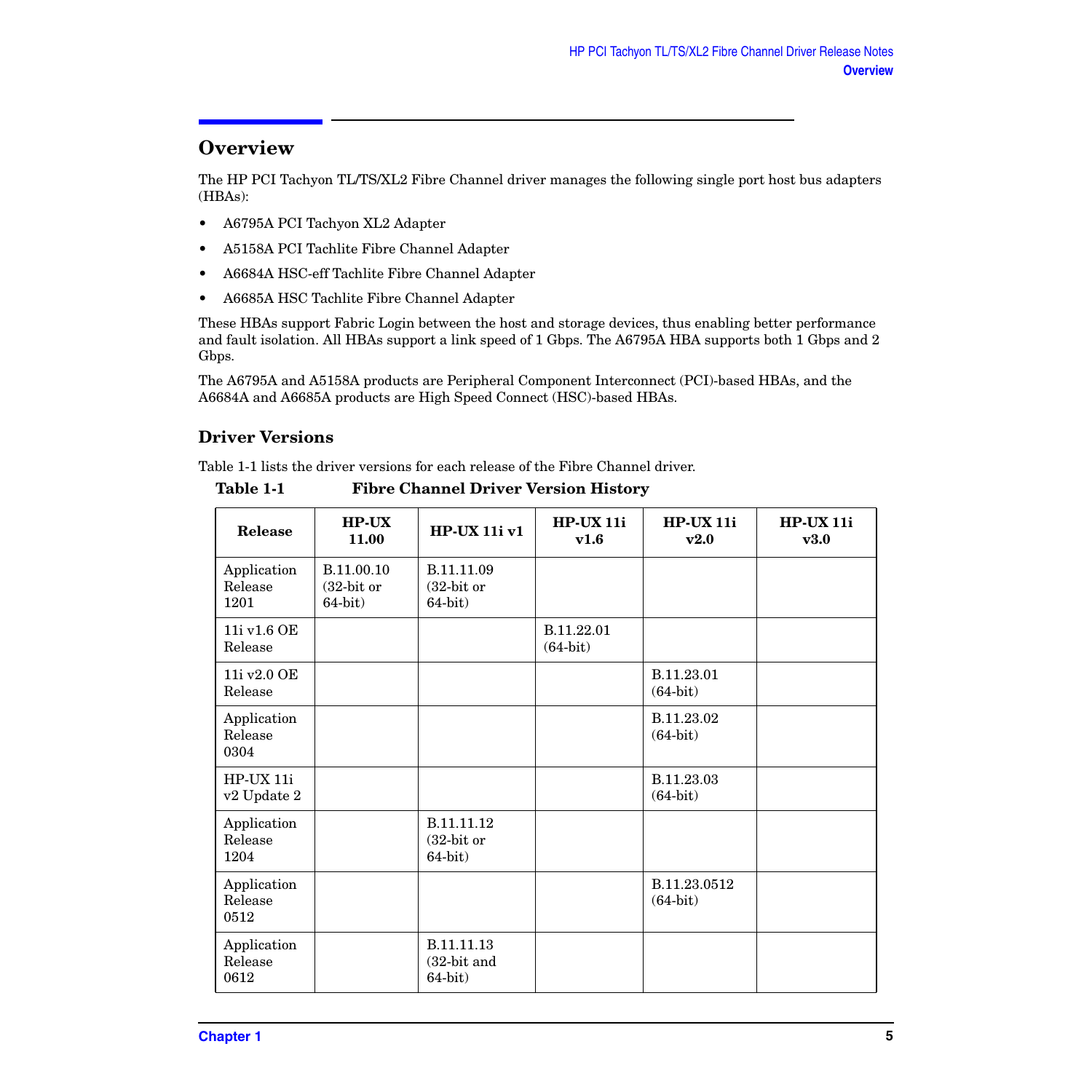## Overview

The HP PCI Tachyon TL/TS/XL2 Fibre Channel driver manages the following single port host bus adapters (HBAs):

- A6795A PCI Tachyon XL2 Adapter
- A5158A PCI Tachlite Fibre Channel Adapter
- A6684A HSC-eff Tachlite Fibre Channel Adapter
- A6685A HSC Tachlite Fibre Channel Adapter

These HBAs support Fabric Login between the host and storage devices, thus enabling better performance and fault isolation. All HBAs support a link speed of 1 Gbps. The A6795A HBA supports both 1 Gbps and 2 Gbps.

The A6795A and A5158A products are Peripheral Component Interconnect (PCI)-based HBAs, and the A6684A and A6685A products are High Speed Connect (HSC)-based HBAs.

### Driver Versions

Table 1-1 lists the driver versions for each release of the Fibre Channel driver.

**Table 1-1 Fibre Channel Driver Version History**

| Release | HP-UX 11.00 | HP-UX 11i v1 | HP-UX 11i v1.6 | HP-UX 11i v2.0 | HP-UX 11i v3.0 |
|---|---|---|---|---|---|
| Application Release 1201 | B.11.00.10 (32-bit or 64-bit) | B.11.11.09 (32-bit or 64-bit) | | | |
| 11i v1.6 OE Release | | | B.11.22.01 (64-bit) | | |
| 11i v2.0 OE Release | | | | B.11.23.01 (64-bit) | |
| Application Release 0304 | | | | B.11.23.02 (64-bit) | |
| HP-UX 11i v2 Update 2 | | | | B.11.23.03 (64-bit) | |
| Application Release 1204 | | B.11.11.12 (32-bit or 64-bit) | | | |
| Application Release 0512 | | | | B.11.23.0512 (64-bit) | |
| Application Release 0612 | | B.11.11.13 (32-bit and 64-bit) | | | |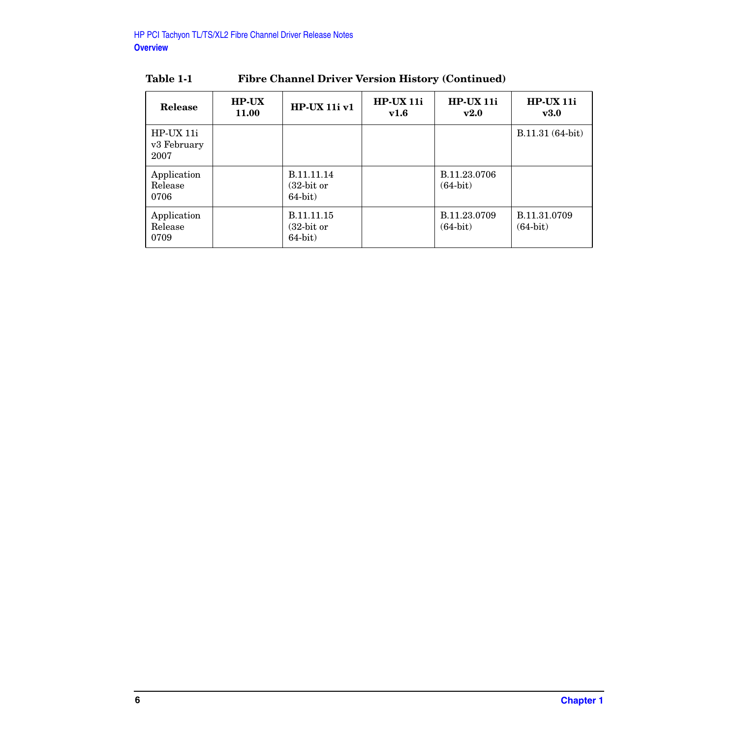**Table 1-1 Fibre Channel Driver Version History (Continued)**

| Release | HP-UX 11.00 | HP-UX 11i v1 | HP-UX 11i v1.6 | HP-UX 11i v2.0 | HP-UX 11i v3.0 |
|---|---|---|---|---|---|
| HP-UX 11i v3 February 2007 | | | | | B.11.31 (64-bit) |
| Application Release 0706 | | B.11.11.14 (32-bit or 64-bit) | | B.11.23.0706 (64-bit) | |
| Application Release 0709 | | B.11.11.15 (32-bit or 64-bit) | | B.11.23.0709 (64-bit) | B.11.31.0709 (64-bit) |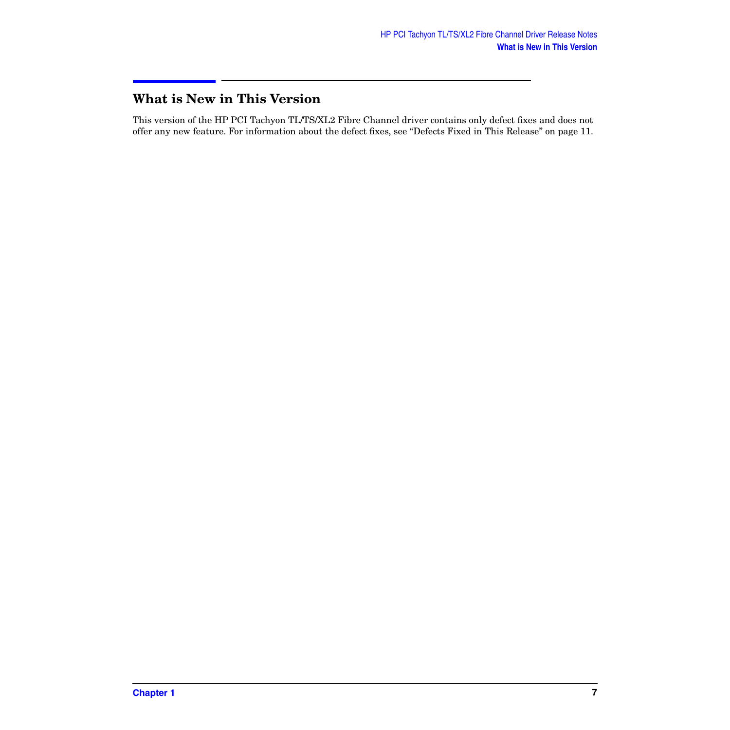## What is New in This Version

This version of the HP PCI Tachyon TL/TS/XL2 Fibre Channel driver contains only defect fixes and does not offer any new feature. For information about the defect fixes, see “Defects Fixed in This Release” on page 11.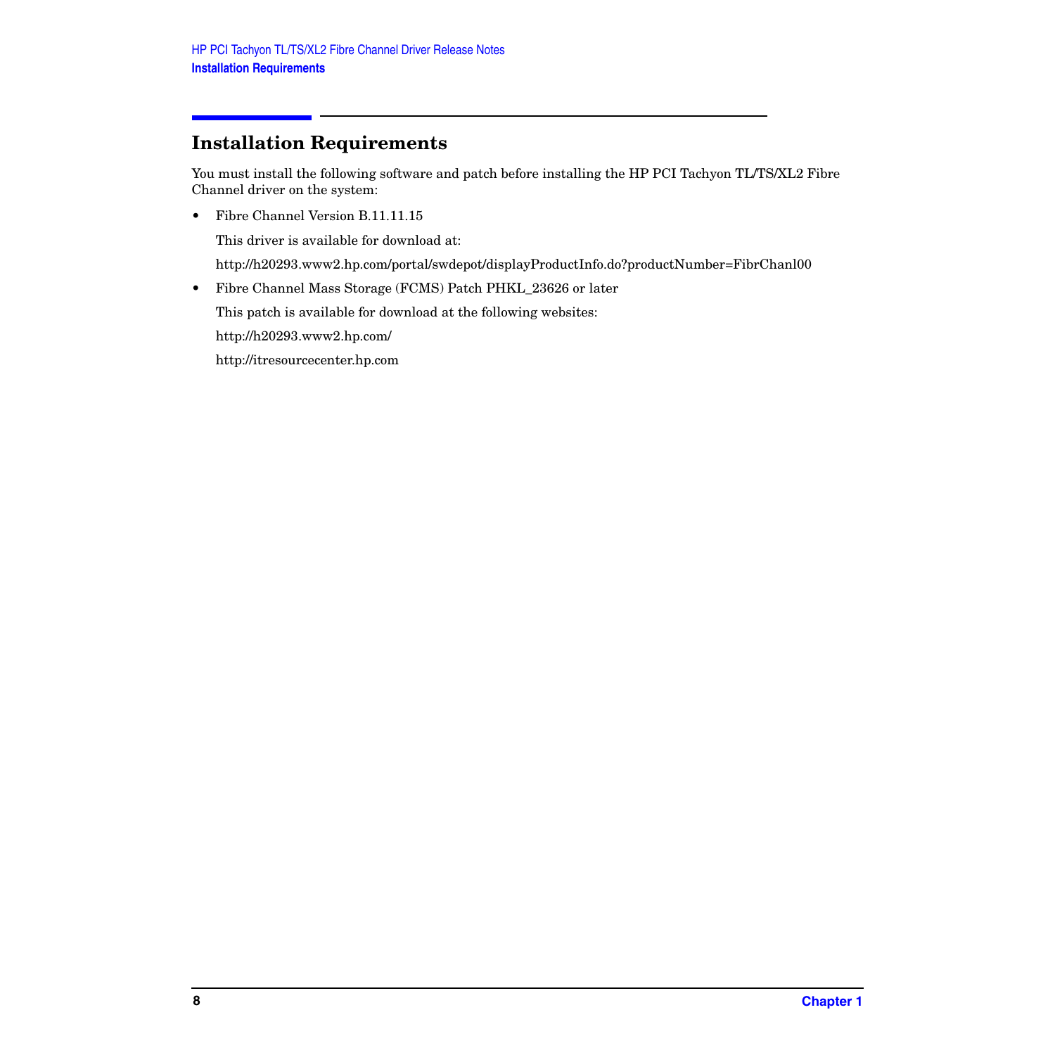## Installation Requirements

You must install the following software and patch before installing the HP PCI Tachyon TL/TS/XL2 Fibre Channel driver on the system:

- Fibre Channel Version B.11.11.15

  This driver is available for download at:

  http://h20293.www2.hp.com/portal/swdepot/displayProductInfo.do?productNumber=FibrChanl00

- Fibre Channel Mass Storage (FCMS) Patch PHKL_23626 or later

  This patch is available for download at the following websites:

  http://h20293.www2.hp.com/

  http://itresourcecenter.hp.com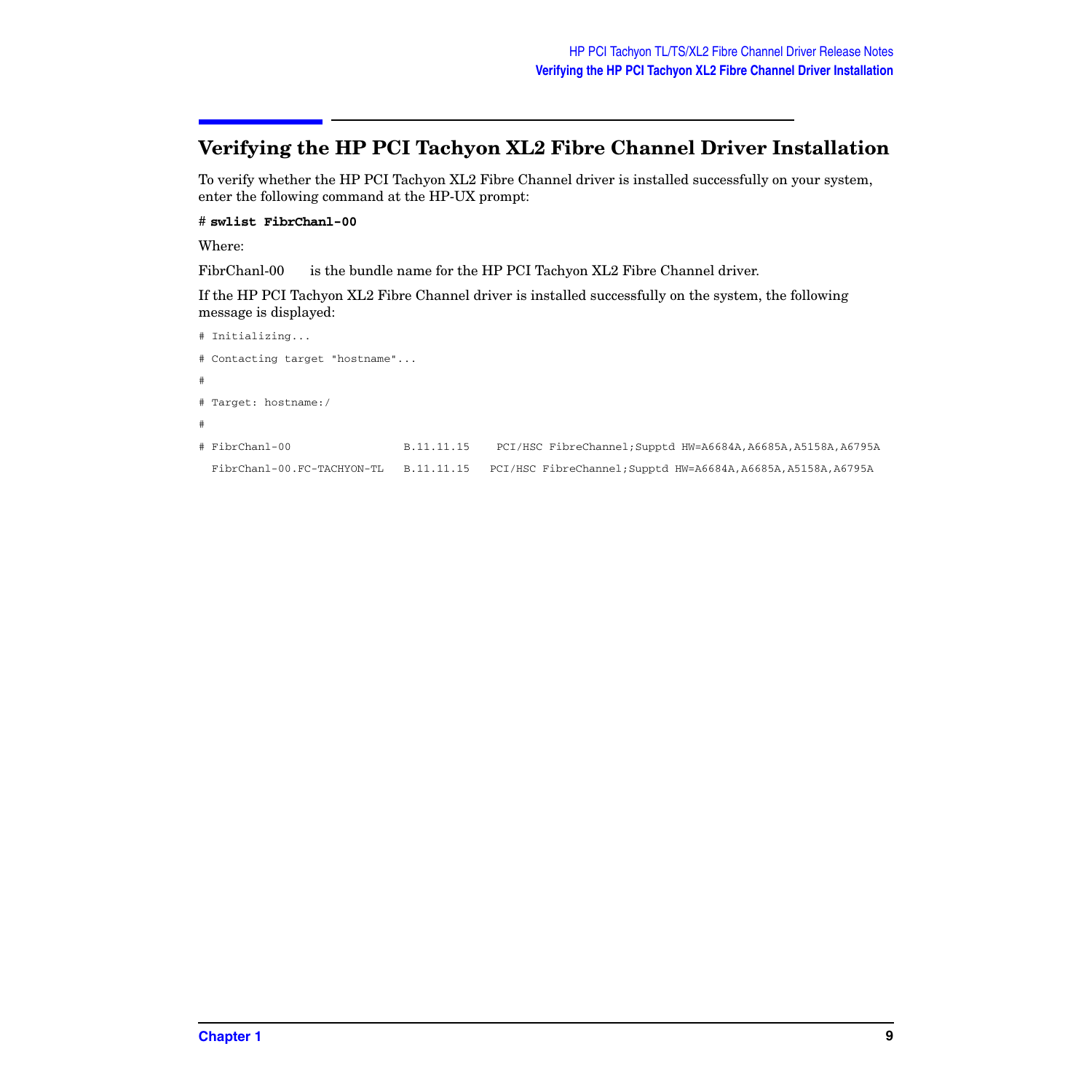## Verifying the HP PCI Tachyon XL2 Fibre Channel Driver Installation

To verify whether the HP PCI Tachyon XL2 Fibre Channel driver is installed successfully on your system, enter the following command at the HP-UX prompt:

```
# swlist FibrChanl-00
```

Where:

FibrChanl-00    is the bundle name for the HP PCI Tachyon XL2 Fibre Channel driver.

If the HP PCI Tachyon XL2 Fibre Channel driver is installed successfully on the system, the following message is displayed:

```
# Initializing...
# Contacting target "hostname"...
#
# Target: hostname:/
#
# FibrChanl-00                  B.11.11.15    PCI/HSC FibreChannel;Supptd HW=A6684A,A6685A,A5158A,A6795A
  FibrChanl-00.FC-TACHYON-TL   B.11.11.15   PCI/HSC FibreChannel;Supptd HW=A6684A,A6685A,A5158A,A6795A
```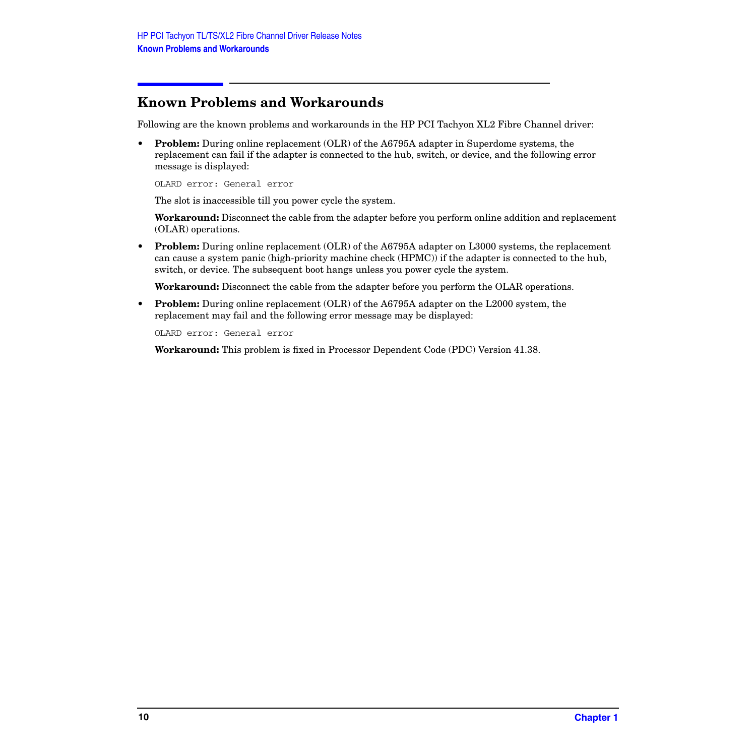## Known Problems and Workarounds

Following are the known problems and workarounds in the HP PCI Tachyon XL2 Fibre Channel driver:

- **Problem:** During online replacement (OLR) of the A6795A adapter in Superdome systems, the replacement can fail if the adapter is connected to the hub, switch, or device, and the following error message is displayed:

  ```
  OLARD error: General error
  ```

  The slot is inaccessible till you power cycle the system.

  **Workaround:** Disconnect the cable from the adapter before you perform online addition and replacement (OLAR) operations.

- **Problem:** During online replacement (OLR) of the A6795A adapter on L3000 systems, the replacement can cause a system panic (high-priority machine check (HPMC)) if the adapter is connected to the hub, switch, or device. The subsequent boot hangs unless you power cycle the system.

  **Workaround:** Disconnect the cable from the adapter before you perform the OLAR operations.

- **Problem:** During online replacement (OLR) of the A6795A adapter on the L2000 system, the replacement may fail and the following error message may be displayed:

  ```
  OLARD error: General error
  ```

  **Workaround:** This problem is fixed in Processor Dependent Code (PDC) Version 41.38.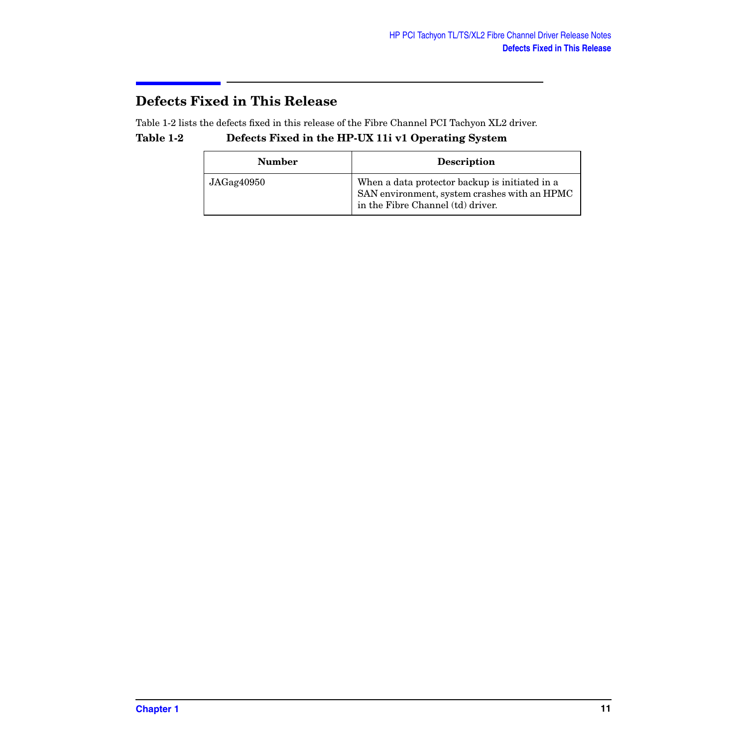## Defects Fixed in This Release

Table 1-2 lists the defects fixed in this release of the Fibre Channel PCI Tachyon XL2 driver.

**Table 1-2 Defects Fixed in the HP-UX 11i v1 Operating System**

| Number | Description |
|---|---|
| JAGag40950 | When a data protector backup is initiated in a SAN environment, system crashes with an HPMC in the Fibre Channel (td) driver. |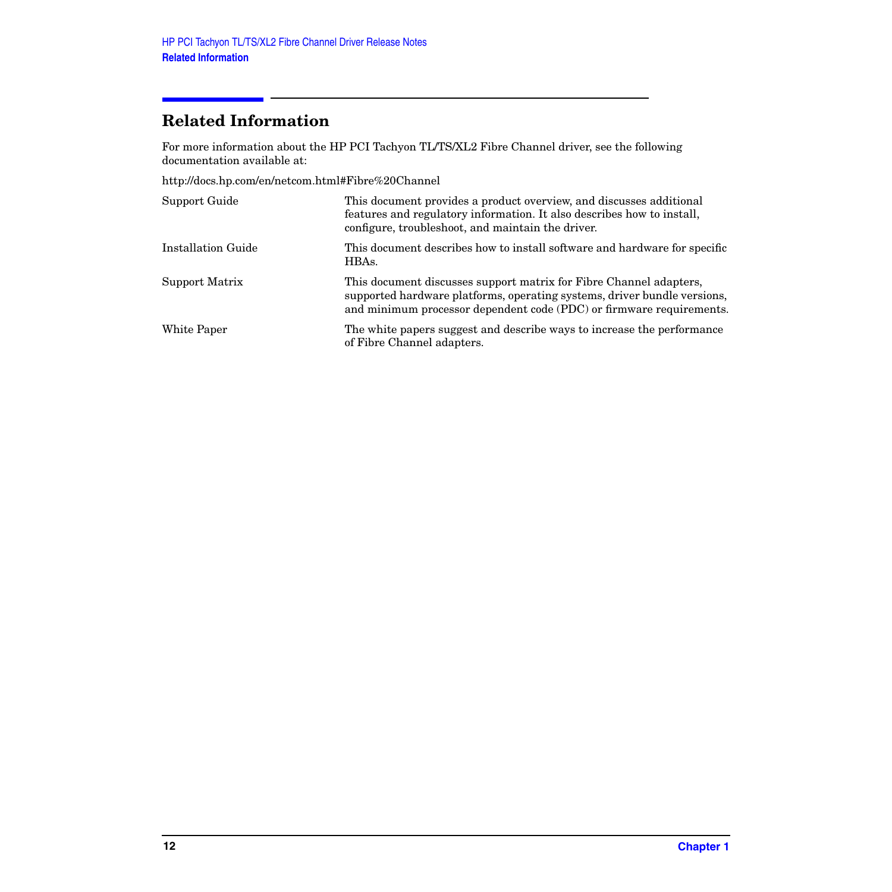## Related Information

For more information about the HP PCI Tachyon TL/TS/XL2 Fibre Channel driver, see the following documentation available at:

http://docs.hp.com/en/netcom.html#Fibre%20Channel

| | |
|---|---|
| Support Guide | This document provides a product overview, and discusses additional features and regulatory information. It also describes how to install, configure, troubleshoot, and maintain the driver. |
| Installation Guide | This document describes how to install software and hardware for specific HBAs. |
| Support Matrix | This document discusses support matrix for Fibre Channel adapters, supported hardware platforms, operating systems, driver bundle versions, and minimum processor dependent code (PDC) or firmware requirements. |
| White Paper | The white papers suggest and describe ways to increase the performance of Fibre Channel adapters. |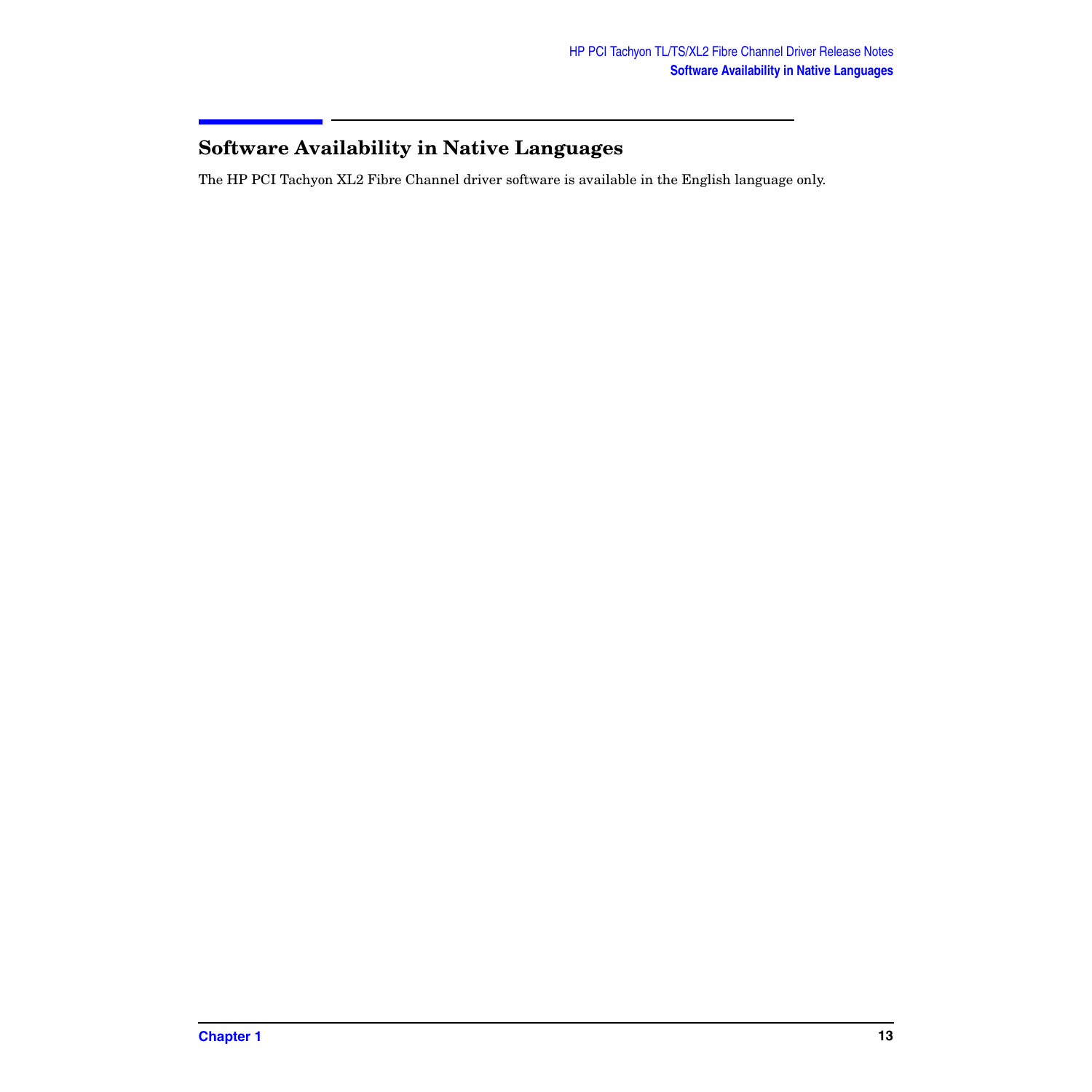## Software Availability in Native Languages

The HP PCI Tachyon XL2 Fibre Channel driver software is available in the English language only.